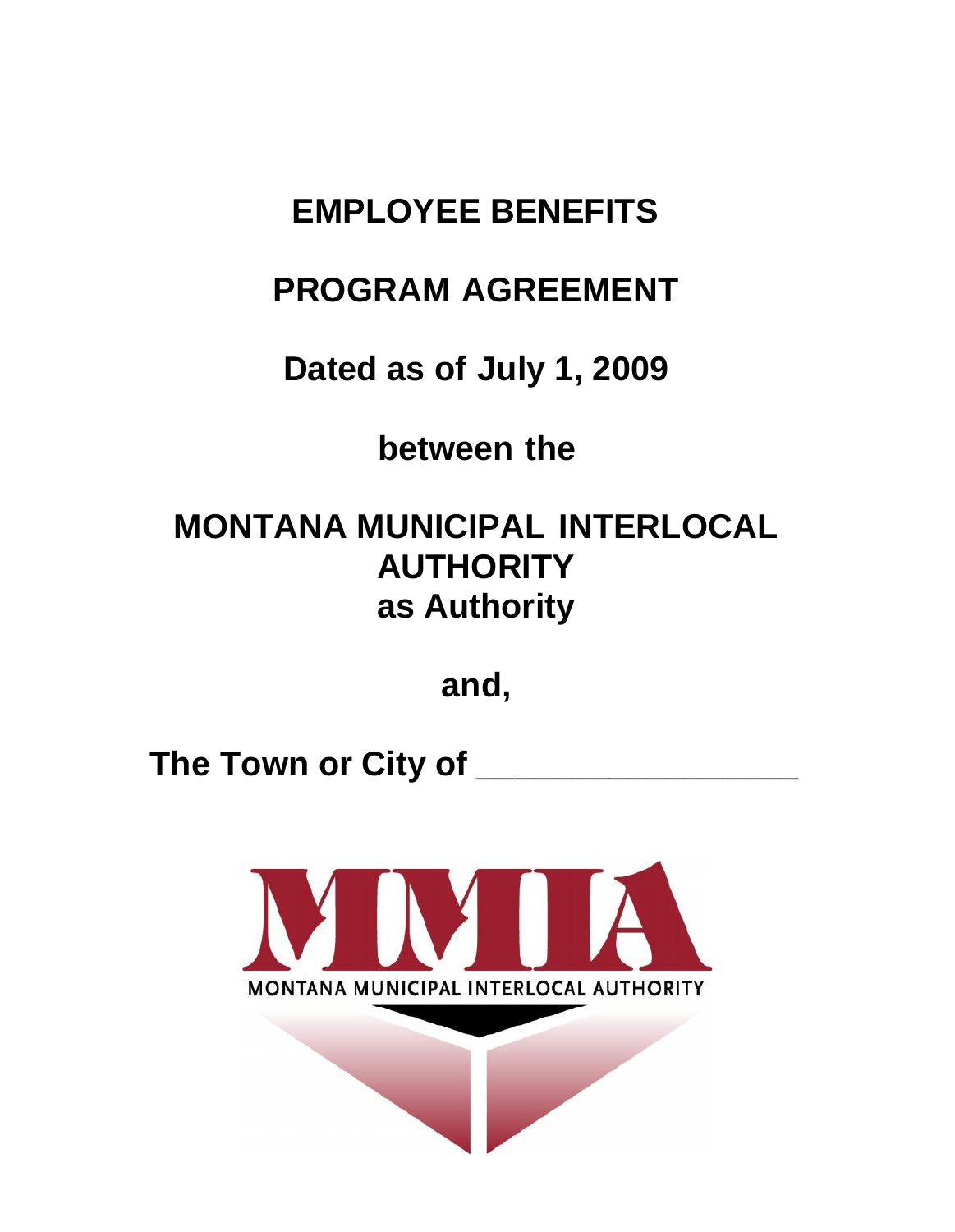# EMPLOYEE BENEFITS

# PROGRAM AGREEMENT

## Dated as of July 1, 2009

## between the

# MONTANA MUNICIPAL INTERLOCAL AUTHORITY
# as Authority

## and,

## The Town or City of _________________

MMIA

MONTANA MUNICIPAL INTERLOCAL AUTHORITY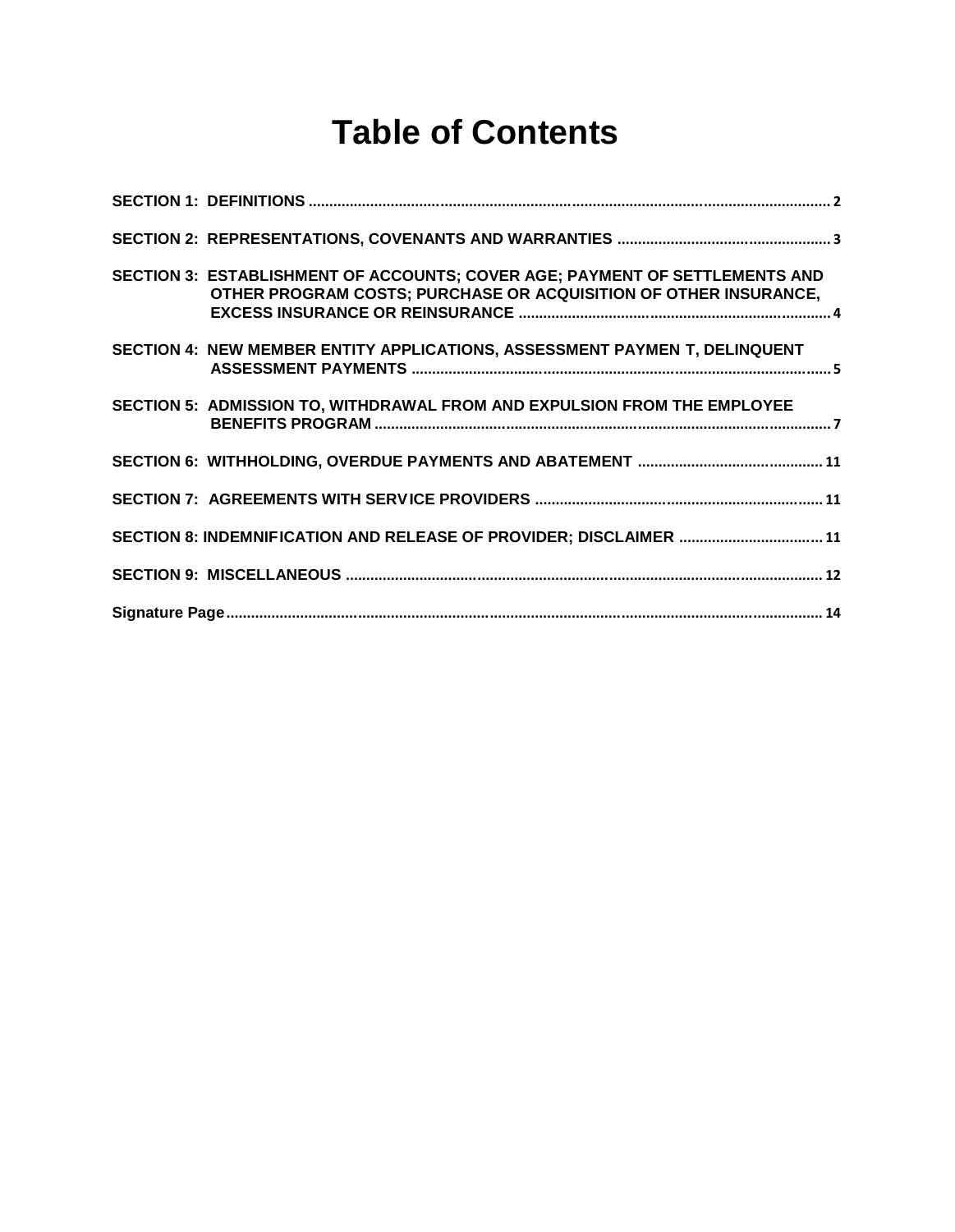# Table of Contents

**SECTION 1: DEFINITIONS** .......... 2

**SECTION 2: REPRESENTATIONS, COVENANTS AND WARRANTIES** .......... 3

**SECTION 3: ESTABLISHMENT OF ACCOUNTS; COVER AGE; PAYMENT OF SETTLEMENTS AND OTHER PROGRAM COSTS; PURCHASE OR ACQUISITION OF OTHER INSURANCE, EXCESS INSURANCE OR REINSURANCE** .......... 4

**SECTION 4: NEW MEMBER ENTITY APPLICATIONS, ASSESSMENT PAYMEN T, DELINQUENT ASSESSMENT PAYMENTS** .......... 5

**SECTION 5: ADMISSION TO, WITHDRAWAL FROM AND EXPULSION FROM THE EMPLOYEE BENEFITS PROGRAM** .......... 7

**SECTION 6: WITHHOLDING, OVERDUE PAYMENTS AND ABATEMENT** .......... 11

**SECTION 7: AGREEMENTS WITH SERV ICE PROVIDERS** .......... 11

**SECTION 8: INDEMNIF ICATION AND RELEASE OF PROVIDER; DISCLAIMER** .......... 11

**SECTION 9: MISCELLANEOUS** .......... 12

**Signature Page** .......... 14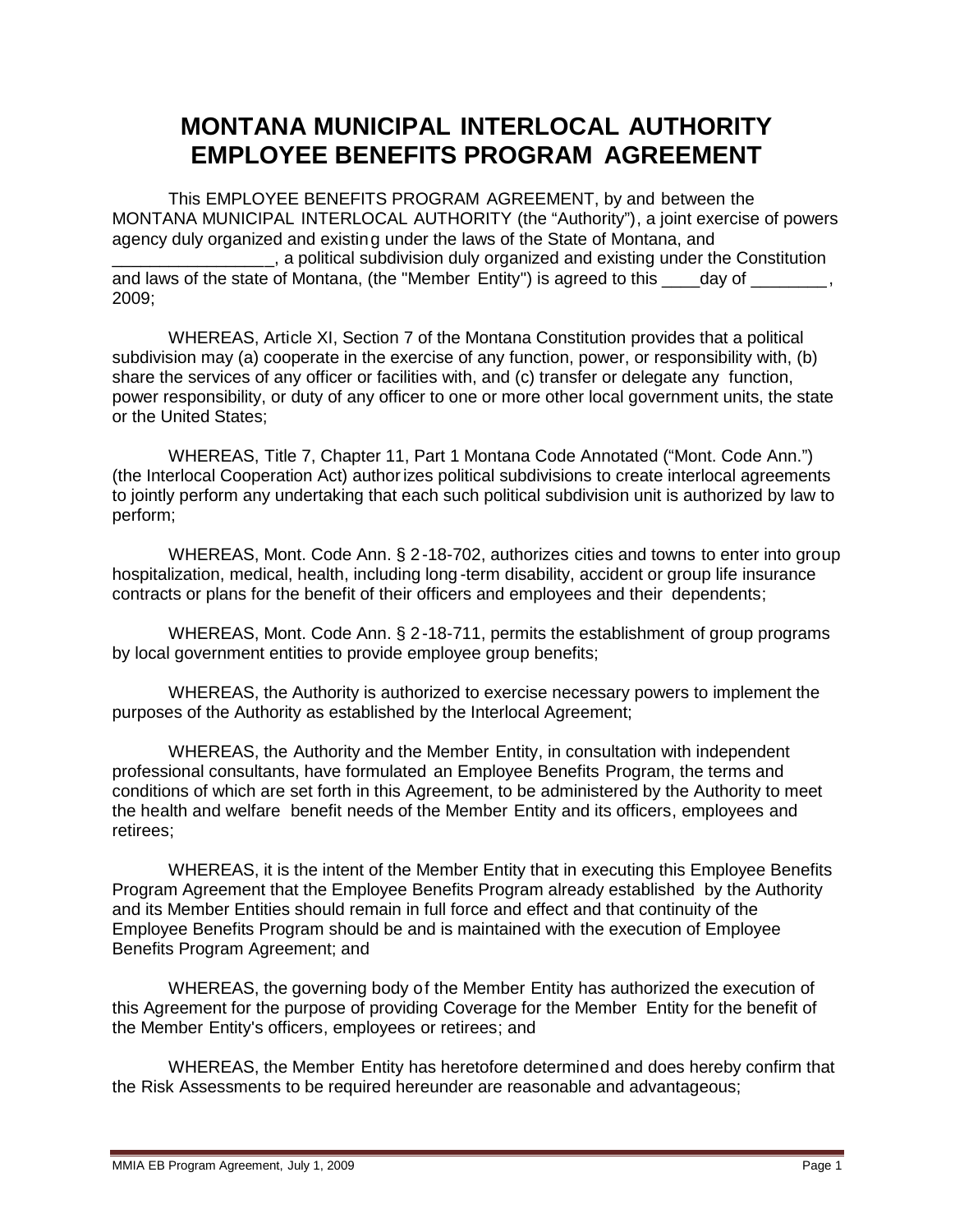# MONTANA MUNICIPAL INTERLOCAL AUTHORITY EMPLOYEE BENEFITS PROGRAM AGREEMENT

This EMPLOYEE BENEFITS PROGRAM AGREEMENT, by and between the MONTANA MUNICIPAL INTERLOCAL AUTHORITY (the "Authority"), a joint exercise of powers agency duly organized and existing under the laws of the State of Montana, and _________________, a political subdivision duly organized and existing under the Constitution and laws of the state of Montana, (the "Member Entity") is agreed to this ____day of ________, 2009;

WHEREAS, Article XI, Section 7 of the Montana Constitution provides that a political subdivision may (a) cooperate in the exercise of any function, power, or responsibility with, (b) share the services of any officer or facilities with, and (c) transfer or delegate any function, power responsibility, or duty of any officer to one or more other local government units, the state or the United States;

WHEREAS, Title 7, Chapter 11, Part 1 Montana Code Annotated ("Mont. Code Ann.") (the Interlocal Cooperation Act) authorizes political subdivisions to create interlocal agreements to jointly perform any undertaking that each such political subdivision unit is authorized by law to perform;

WHEREAS, Mont. Code Ann. § 2-18-702, authorizes cities and towns to enter into group hospitalization, medical, health, including long-term disability, accident or group life insurance contracts or plans for the benefit of their officers and employees and their dependents;

WHEREAS, Mont. Code Ann. § 2-18-711, permits the establishment of group programs by local government entities to provide employee group benefits;

WHEREAS, the Authority is authorized to exercise necessary powers to implement the purposes of the Authority as established by the Interlocal Agreement;

WHEREAS, the Authority and the Member Entity, in consultation with independent professional consultants, have formulated an Employee Benefits Program, the terms and conditions of which are set forth in this Agreement, to be administered by the Authority to meet the health and welfare benefit needs of the Member Entity and its officers, employees and retirees;

WHEREAS, it is the intent of the Member Entity that in executing this Employee Benefits Program Agreement that the Employee Benefits Program already established by the Authority and its Member Entities should remain in full force and effect and that continuity of the Employee Benefits Program should be and is maintained with the execution of Employee Benefits Program Agreement; and

WHEREAS, the governing body of the Member Entity has authorized the execution of this Agreement for the purpose of providing Coverage for the Member Entity for the benefit of the Member Entity's officers, employees or retirees; and

WHEREAS, the Member Entity has heretofore determined and does hereby confirm that the Risk Assessments to be required hereunder are reasonable and advantageous;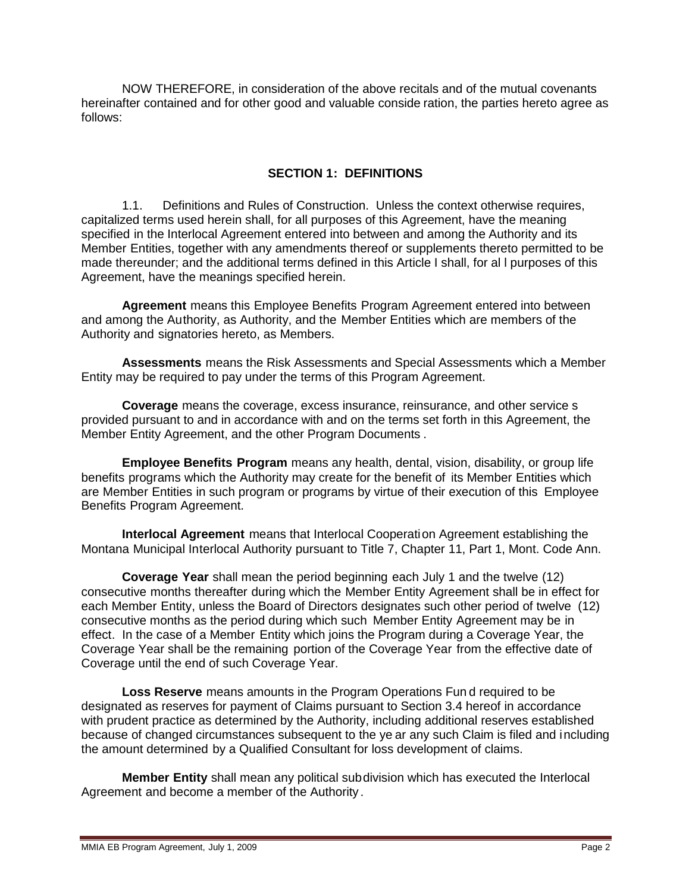NOW THEREFORE, in consideration of the above recitals and of the mutual covenants hereinafter contained and for other good and valuable consideration, the parties hereto agree as follows:

## SECTION 1: DEFINITIONS

1.1. Definitions and Rules of Construction. Unless the context otherwise requires, capitalized terms used herein shall, for all purposes of this Agreement, have the meaning specified in the Interlocal Agreement entered into between and among the Authority and its Member Entities, together with any amendments thereof or supplements thereto permitted to be made thereunder; and the additional terms defined in this Article I shall, for all purposes of this Agreement, have the meanings specified herein.

**Agreement** means this Employee Benefits Program Agreement entered into between and among the Authority, as Authority, and the Member Entities which are members of the Authority and signatories hereto, as Members.

**Assessments** means the Risk Assessments and Special Assessments which a Member Entity may be required to pay under the terms of this Program Agreement.

**Coverage** means the coverage, excess insurance, reinsurance, and other services provided pursuant to and in accordance with and on the terms set forth in this Agreement, the Member Entity Agreement, and the other Program Documents.

**Employee Benefits Program** means any health, dental, vision, disability, or group life benefits programs which the Authority may create for the benefit of its Member Entities which are Member Entities in such program or programs by virtue of their execution of this Employee Benefits Program Agreement.

**Interlocal Agreement** means that Interlocal Cooperation Agreement establishing the Montana Municipal Interlocal Authority pursuant to Title 7, Chapter 11, Part 1, Mont. Code Ann.

**Coverage Year** shall mean the period beginning each July 1 and the twelve (12) consecutive months thereafter during which the Member Entity Agreement shall be in effect for each Member Entity, unless the Board of Directors designates such other period of twelve (12) consecutive months as the period during which such Member Entity Agreement may be in effect. In the case of a Member Entity which joins the Program during a Coverage Year, the Coverage Year shall be the remaining portion of the Coverage Year from the effective date of Coverage until the end of such Coverage Year.

**Loss Reserve** means amounts in the Program Operations Fund required to be designated as reserves for payment of Claims pursuant to Section 3.4 hereof in accordance with prudent practice as determined by the Authority, including additional reserves established because of changed circumstances subsequent to the year any such Claim is filed and including the amount determined by a Qualified Consultant for loss development of claims.

**Member Entity** shall mean any political subdivision which has executed the Interlocal Agreement and become a member of the Authority.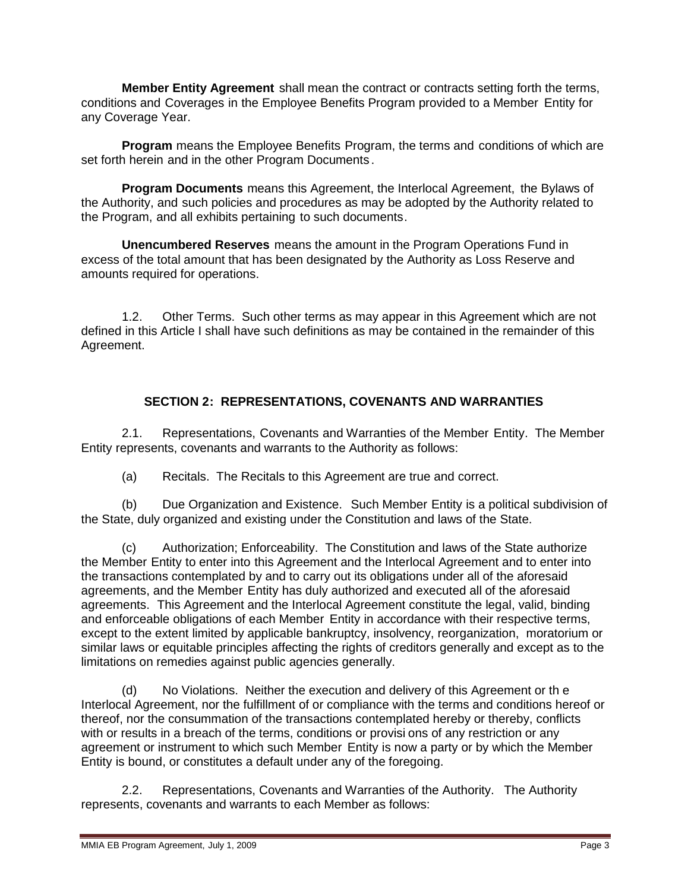**Member Entity Agreement** shall mean the contract or contracts setting forth the terms, conditions and Coverages in the Employee Benefits Program provided to a Member Entity for any Coverage Year.

**Program** means the Employee Benefits Program, the terms and conditions of which are set forth herein and in the other Program Documents.

**Program Documents** means this Agreement, the Interlocal Agreement, the Bylaws of the Authority, and such policies and procedures as may be adopted by the Authority related to the Program, and all exhibits pertaining to such documents.

**Unencumbered Reserves** means the amount in the Program Operations Fund in excess of the total amount that has been designated by the Authority as Loss Reserve and amounts required for operations.

1.2. Other Terms. Such other terms as may appear in this Agreement which are not defined in this Article I shall have such definitions as may be contained in the remainder of this Agreement.

## SECTION 2: REPRESENTATIONS, COVENANTS AND WARRANTIES

2.1. Representations, Covenants and Warranties of the Member Entity. The Member Entity represents, covenants and warrants to the Authority as follows:

(a) Recitals. The Recitals to this Agreement are true and correct.

(b) Due Organization and Existence. Such Member Entity is a political subdivision of the State, duly organized and existing under the Constitution and laws of the State.

(c) Authorization; Enforceability. The Constitution and laws of the State authorize the Member Entity to enter into this Agreement and the Interlocal Agreement and to enter into the transactions contemplated by and to carry out its obligations under all of the aforesaid agreements, and the Member Entity has duly authorized and executed all of the aforesaid agreements. This Agreement and the Interlocal Agreement constitute the legal, valid, binding and enforceable obligations of each Member Entity in accordance with their respective terms, except to the extent limited by applicable bankruptcy, insolvency, reorganization, moratorium or similar laws or equitable principles affecting the rights of creditors generally and except as to the limitations on remedies against public agencies generally.

(d) No Violations. Neither the execution and delivery of this Agreement or the Interlocal Agreement, nor the fulfillment of or compliance with the terms and conditions hereof or thereof, nor the consummation of the transactions contemplated hereby or thereby, conflicts with or results in a breach of the terms, conditions or provisions of any restriction or any agreement or instrument to which such Member Entity is now a party or by which the Member Entity is bound, or constitutes a default under any of the foregoing.

2.2. Representations, Covenants and Warranties of the Authority. The Authority represents, covenants and warrants to each Member as follows: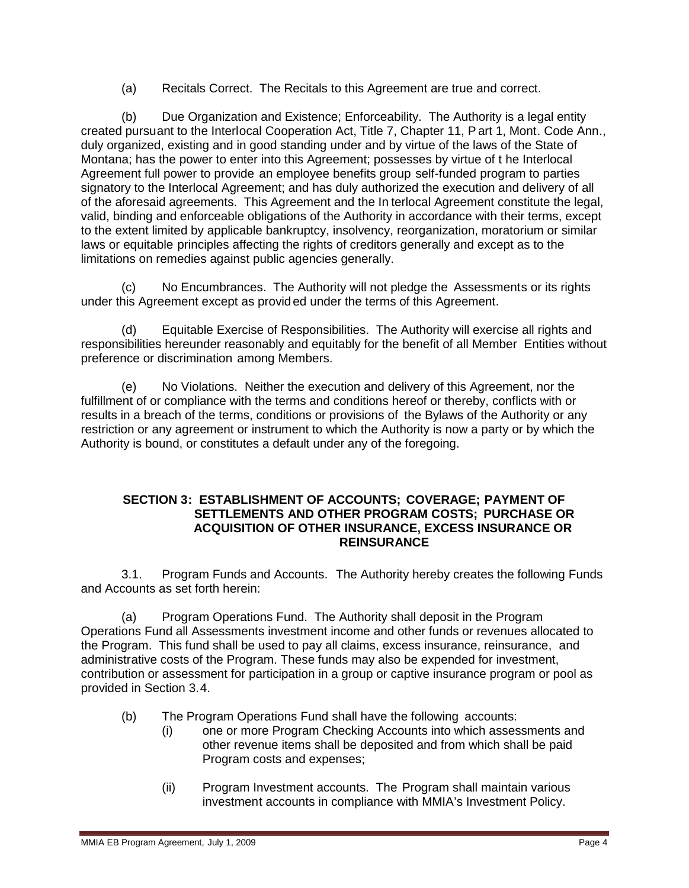(a) Recitals Correct. The Recitals to this Agreement are true and correct.

(b) Due Organization and Existence; Enforceability. The Authority is a legal entity created pursuant to the Interlocal Cooperation Act, Title 7, Chapter 11, Part 1, Mont. Code Ann., duly organized, existing and in good standing under and by virtue of the laws of the State of Montana; has the power to enter into this Agreement; possesses by virtue of the Interlocal Agreement full power to provide an employee benefits group self-funded program to parties signatory to the Interlocal Agreement; and has duly authorized the execution and delivery of all of the aforesaid agreements. This Agreement and the Interlocal Agreement constitute the legal, valid, binding and enforceable obligations of the Authority in accordance with their terms, except to the extent limited by applicable bankruptcy, insolvency, reorganization, moratorium or similar laws or equitable principles affecting the rights of creditors generally and except as to the limitations on remedies against public agencies generally.

(c) No Encumbrances. The Authority will not pledge the Assessments or its rights under this Agreement except as provided under the terms of this Agreement.

(d) Equitable Exercise of Responsibilities. The Authority will exercise all rights and responsibilities hereunder reasonably and equitably for the benefit of all Member Entities without preference or discrimination among Members.

(e) No Violations. Neither the execution and delivery of this Agreement, nor the fulfillment of or compliance with the terms and conditions hereof or thereby, conflicts with or results in a breach of the terms, conditions or provisions of the Bylaws of the Authority or any restriction or any agreement or instrument to which the Authority is now a party or by which the Authority is bound, or constitutes a default under any of the foregoing.

## SECTION 3: ESTABLISHMENT OF ACCOUNTS; COVERAGE; PAYMENT OF SETTLEMENTS AND OTHER PROGRAM COSTS; PURCHASE OR ACQUISITION OF OTHER INSURANCE, EXCESS INSURANCE OR REINSURANCE

3.1. Program Funds and Accounts. The Authority hereby creates the following Funds and Accounts as set forth herein:

(a) Program Operations Fund. The Authority shall deposit in the Program Operations Fund all Assessments investment income and other funds or revenues allocated to the Program. This fund shall be used to pay all claims, excess insurance, reinsurance, and administrative costs of the Program. These funds may also be expended for investment, contribution or assessment for participation in a group or captive insurance program or pool as provided in Section 3.4.

(b) The Program Operations Fund shall have the following accounts:

(i) one or more Program Checking Accounts into which assessments and other revenue items shall be deposited and from which shall be paid Program costs and expenses;

(ii) Program Investment accounts. The Program shall maintain various investment accounts in compliance with MMIA's Investment Policy.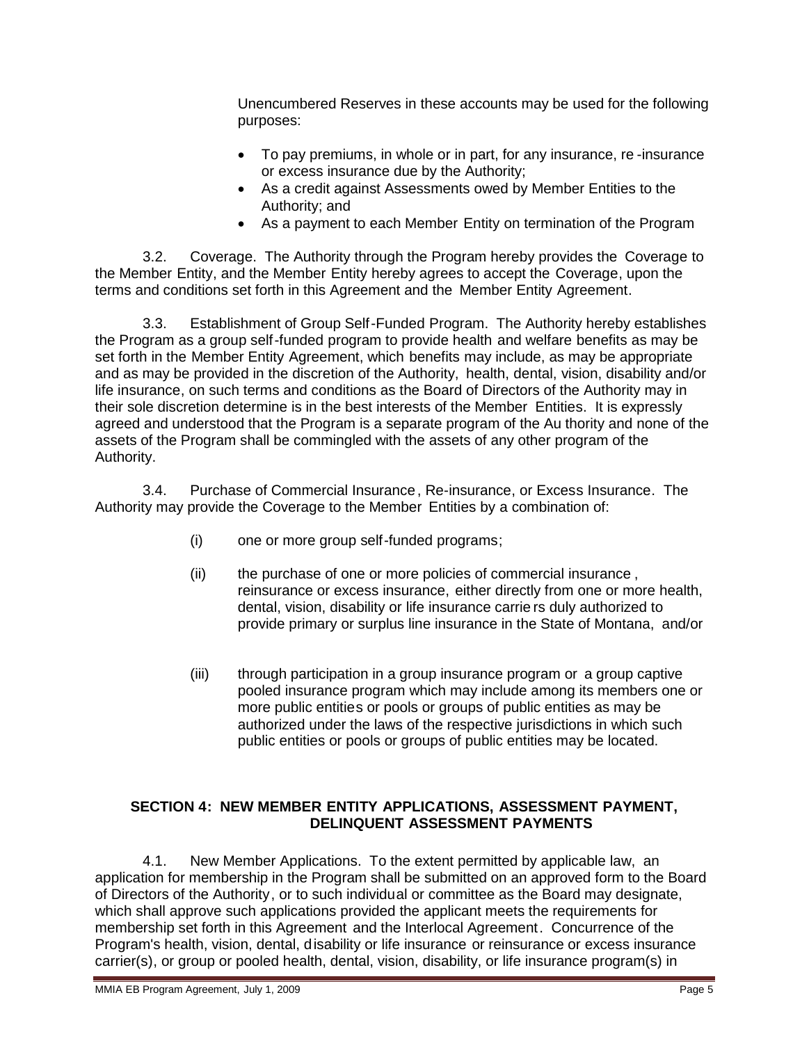Unencumbered Reserves in these accounts may be used for the following purposes:

- To pay premiums, in whole or in part, for any insurance, re-insurance or excess insurance due by the Authority;
- As a credit against Assessments owed by Member Entities to the Authority; and
- As a payment to each Member Entity on termination of the Program

3.2. Coverage. The Authority through the Program hereby provides the Coverage to the Member Entity, and the Member Entity hereby agrees to accept the Coverage, upon the terms and conditions set forth in this Agreement and the Member Entity Agreement.

3.3. Establishment of Group Self-Funded Program. The Authority hereby establishes the Program as a group self-funded program to provide health and welfare benefits as may be set forth in the Member Entity Agreement, which benefits may include, as may be appropriate and as may be provided in the discretion of the Authority, health, dental, vision, disability and/or life insurance, on such terms and conditions as the Board of Directors of the Authority may in their sole discretion determine is in the best interests of the Member Entities. It is expressly agreed and understood that the Program is a separate program of the Authority and none of the assets of the Program shall be commingled with the assets of any other program of the Authority.

3.4. Purchase of Commercial Insurance, Re-insurance, or Excess Insurance. The Authority may provide the Coverage to the Member Entities by a combination of:

(i) one or more group self-funded programs;

(ii) the purchase of one or more policies of commercial insurance, reinsurance or excess insurance, either directly from one or more health, dental, vision, disability or life insurance carriers duly authorized to provide primary or surplus line insurance in the State of Montana, and/or

(iii) through participation in a group insurance program or a group captive pooled insurance program which may include among its members one or more public entities or pools or groups of public entities as may be authorized under the laws of the respective jurisdictions in which such public entities or pools or groups of public entities may be located.

## SECTION 4: NEW MEMBER ENTITY APPLICATIONS, ASSESSMENT PAYMENT, DELINQUENT ASSESSMENT PAYMENTS

4.1. New Member Applications. To the extent permitted by applicable law, an application for membership in the Program shall be submitted on an approved form to the Board of Directors of the Authority, or to such individual or committee as the Board may designate, which shall approve such applications provided the applicant meets the requirements for membership set forth in this Agreement and the Interlocal Agreement. Concurrence of the Program's health, vision, dental, disability or life insurance or reinsurance or excess insurance carrier(s), or group or pooled health, dental, vision, disability, or life insurance program(s) in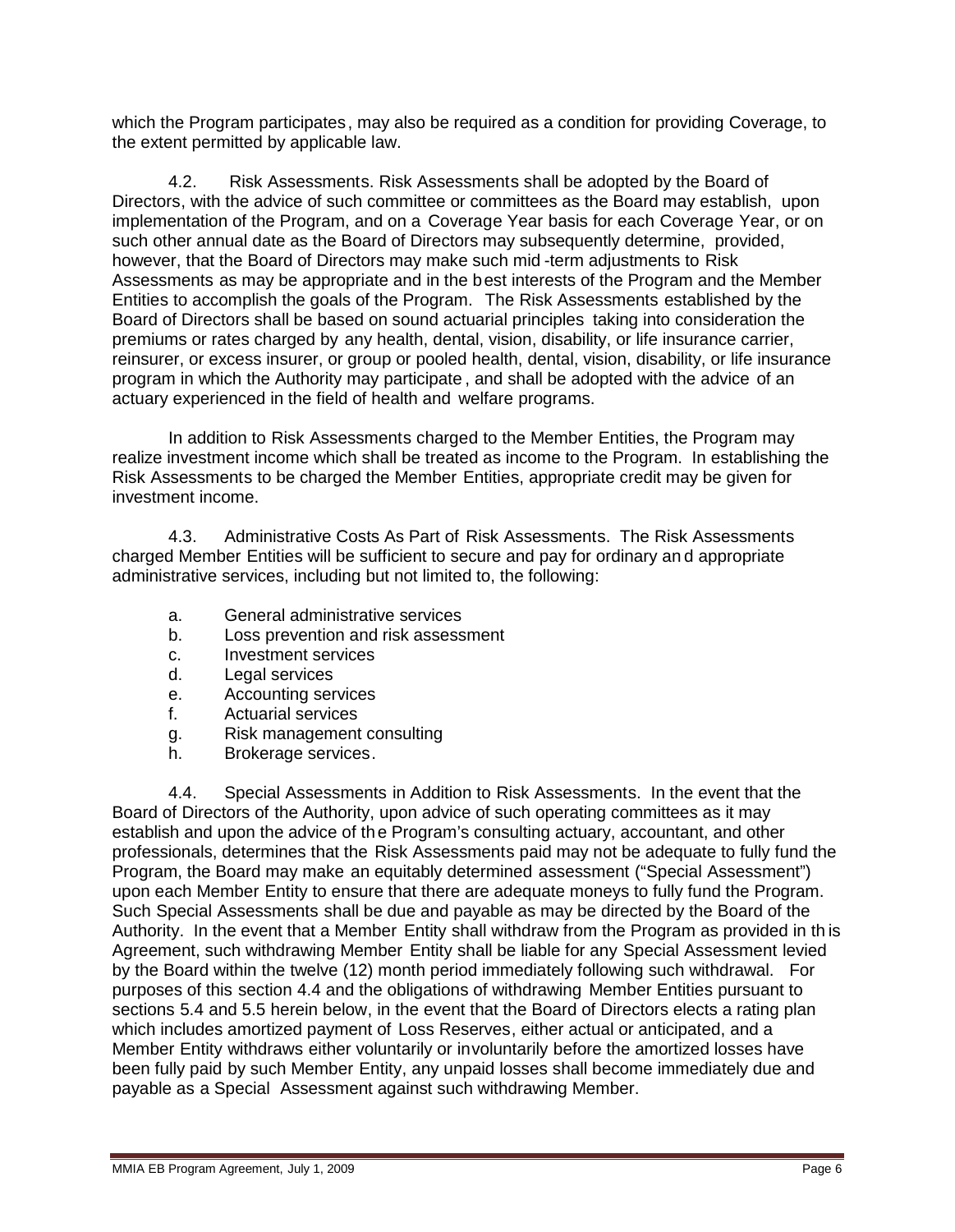which the Program participates, may also be required as a condition for providing Coverage, to the extent permitted by applicable law.

4.2. Risk Assessments. Risk Assessments shall be adopted by the Board of Directors, with the advice of such committee or committees as the Board may establish, upon implementation of the Program, and on a Coverage Year basis for each Coverage Year, or on such other annual date as the Board of Directors may subsequently determine, provided, however, that the Board of Directors may make such mid-term adjustments to Risk Assessments as may be appropriate and in the best interests of the Program and the Member Entities to accomplish the goals of the Program. The Risk Assessments established by the Board of Directors shall be based on sound actuarial principles taking into consideration the premiums or rates charged by any health, dental, vision, disability, or life insurance carrier, reinsurer, or excess insurer, or group or pooled health, dental, vision, disability, or life insurance program in which the Authority may participate, and shall be adopted with the advice of an actuary experienced in the field of health and welfare programs.

In addition to Risk Assessments charged to the Member Entities, the Program may realize investment income which shall be treated as income to the Program. In establishing the Risk Assessments to be charged the Member Entities, appropriate credit may be given for investment income.

4.3. Administrative Costs As Part of Risk Assessments. The Risk Assessments charged Member Entities will be sufficient to secure and pay for ordinary and appropriate administrative services, including but not limited to, the following:

a. General administrative services
b. Loss prevention and risk assessment
c. Investment services
d. Legal services
e. Accounting services
f. Actuarial services
g. Risk management consulting
h. Brokerage services.

4.4. Special Assessments in Addition to Risk Assessments. In the event that the Board of Directors of the Authority, upon advice of such operating committees as it may establish and upon the advice of the Program's consulting actuary, accountant, and other professionals, determines that the Risk Assessments paid may not be adequate to fully fund the Program, the Board may make an equitably determined assessment ("Special Assessment") upon each Member Entity to ensure that there are adequate moneys to fully fund the Program. Such Special Assessments shall be due and payable as may be directed by the Board of the Authority. In the event that a Member Entity shall withdraw from the Program as provided in this Agreement, such withdrawing Member Entity shall be liable for any Special Assessment levied by the Board within the twelve (12) month period immediately following such withdrawal. For purposes of this section 4.4 and the obligations of withdrawing Member Entities pursuant to sections 5.4 and 5.5 herein below, in the event that the Board of Directors elects a rating plan which includes amortized payment of Loss Reserves, either actual or anticipated, and a Member Entity withdraws either voluntarily or involuntarily before the amortized losses have been fully paid by such Member Entity, any unpaid losses shall become immediately due and payable as a Special Assessment against such withdrawing Member.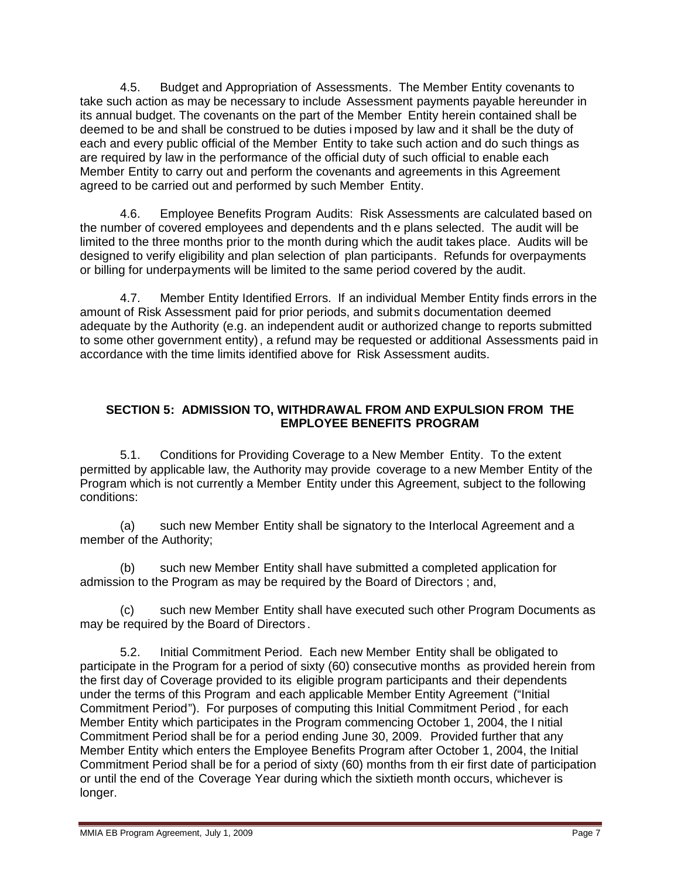4.5. Budget and Appropriation of Assessments. The Member Entity covenants to take such action as may be necessary to include Assessment payments payable hereunder in its annual budget. The covenants on the part of the Member Entity herein contained shall be deemed to be and shall be construed to be duties imposed by law and it shall be the duty of each and every public official of the Member Entity to take such action and do such things as are required by law in the performance of the official duty of such official to enable each Member Entity to carry out and perform the covenants and agreements in this Agreement agreed to be carried out and performed by such Member Entity.

4.6. Employee Benefits Program Audits: Risk Assessments are calculated based on the number of covered employees and dependents and the plans selected. The audit will be limited to the three months prior to the month during which the audit takes place. Audits will be designed to verify eligibility and plan selection of plan participants. Refunds for overpayments or billing for underpayments will be limited to the same period covered by the audit.

4.7. Member Entity Identified Errors. If an individual Member Entity finds errors in the amount of Risk Assessment paid for prior periods, and submits documentation deemed adequate by the Authority (e.g. an independent audit or authorized change to reports submitted to some other government entity), a refund may be requested or additional Assessments paid in accordance with the time limits identified above for Risk Assessment audits.

## SECTION 5: ADMISSION TO, WITHDRAWAL FROM AND EXPULSION FROM THE EMPLOYEE BENEFITS PROGRAM

5.1. Conditions for Providing Coverage to a New Member Entity. To the extent permitted by applicable law, the Authority may provide coverage to a new Member Entity of the Program which is not currently a Member Entity under this Agreement, subject to the following conditions:

(a) such new Member Entity shall be signatory to the Interlocal Agreement and a member of the Authority;

(b) such new Member Entity shall have submitted a completed application for admission to the Program as may be required by the Board of Directors ; and,

(c) such new Member Entity shall have executed such other Program Documents as may be required by the Board of Directors.

5.2. Initial Commitment Period. Each new Member Entity shall be obligated to participate in the Program for a period of sixty (60) consecutive months as provided herein from the first day of Coverage provided to its eligible program participants and their dependents under the terms of this Program and each applicable Member Entity Agreement ("Initial Commitment Period"). For purposes of computing this Initial Commitment Period, for each Member Entity which participates in the Program commencing October 1, 2004, the Initial Commitment Period shall be for a period ending June 30, 2009. Provided further that any Member Entity which enters the Employee Benefits Program after October 1, 2004, the Initial Commitment Period shall be for a period of sixty (60) months from their first date of participation or until the end of the Coverage Year during which the sixtieth month occurs, whichever is longer.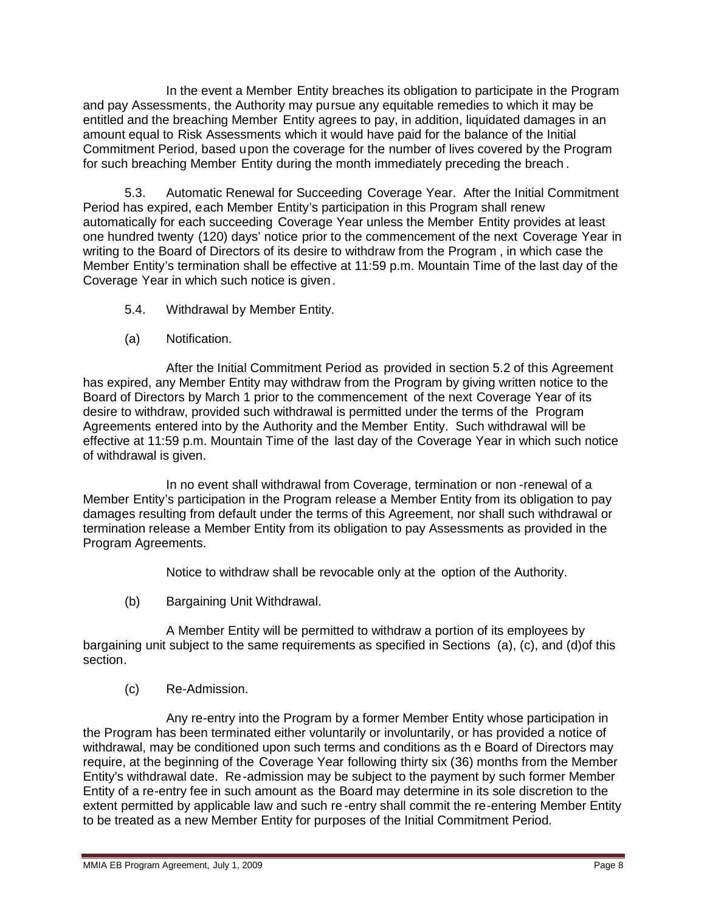In the event a Member Entity breaches its obligation to participate in the Program and pay Assessments, the Authority may pursue any equitable remedies to which it may be entitled and the breaching Member Entity agrees to pay, in addition, liquidated damages in an amount equal to Risk Assessments which it would have paid for the balance of the Initial Commitment Period, based upon the coverage for the number of lives covered by the Program for such breaching Member Entity during the month immediately preceding the breach.

5.3. Automatic Renewal for Succeeding Coverage Year. After the Initial Commitment Period has expired, each Member Entity's participation in this Program shall renew automatically for each succeeding Coverage Year unless the Member Entity provides at least one hundred twenty (120) days' notice prior to the commencement of the next Coverage Year in writing to the Board of Directors of its desire to withdraw from the Program, in which case the Member Entity's termination shall be effective at 11:59 p.m. Mountain Time of the last day of the Coverage Year in which such notice is given.

5.4. Withdrawal by Member Entity.

(a) Notification.

After the Initial Commitment Period as provided in section 5.2 of this Agreement has expired, any Member Entity may withdraw from the Program by giving written notice to the Board of Directors by March 1 prior to the commencement of the next Coverage Year of its desire to withdraw, provided such withdrawal is permitted under the terms of the Program Agreements entered into by the Authority and the Member Entity. Such withdrawal will be effective at 11:59 p.m. Mountain Time of the last day of the Coverage Year in which such notice of withdrawal is given.

In no event shall withdrawal from Coverage, termination or non-renewal of a Member Entity's participation in the Program release a Member Entity from its obligation to pay damages resulting from default under the terms of this Agreement, nor shall such withdrawal or termination release a Member Entity from its obligation to pay Assessments as provided in the Program Agreements.

Notice to withdraw shall be revocable only at the option of the Authority.

(b) Bargaining Unit Withdrawal.

A Member Entity will be permitted to withdraw a portion of its employees by bargaining unit subject to the same requirements as specified in Sections (a), (c), and (d)of this section.

(c) Re-Admission.

Any re-entry into the Program by a former Member Entity whose participation in the Program has been terminated either voluntarily or involuntarily, or has provided a notice of withdrawal, may be conditioned upon such terms and conditions as the Board of Directors may require, at the beginning of the Coverage Year following thirty six (36) months from the Member Entity's withdrawal date. Re-admission may be subject to the payment by such former Member Entity of a re-entry fee in such amount as the Board may determine in its sole discretion to the extent permitted by applicable law and such re-entry shall commit the re-entering Member Entity to be treated as a new Member Entity for purposes of the Initial Commitment Period.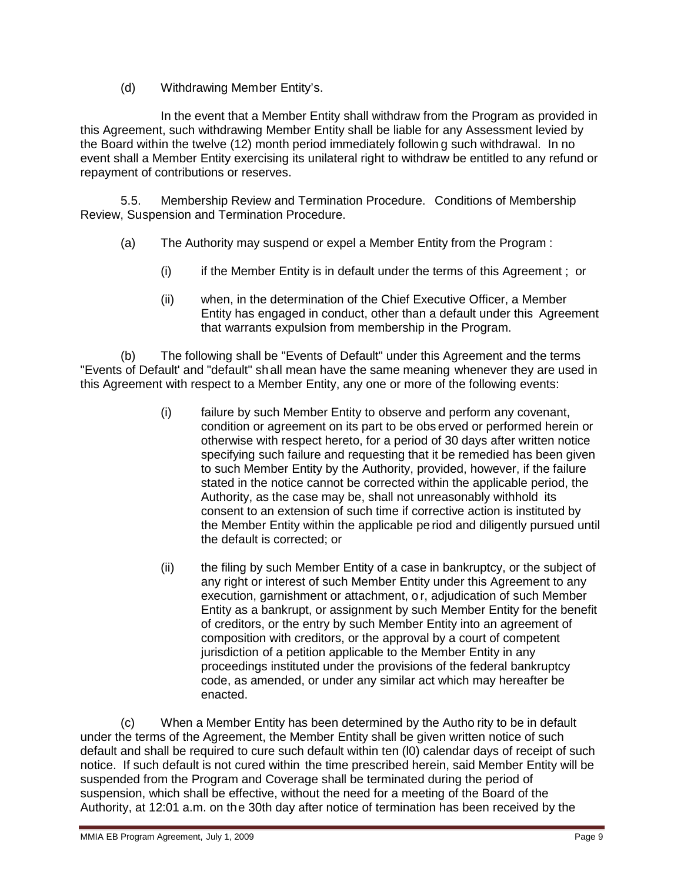(d) Withdrawing Member Entity's.

In the event that a Member Entity shall withdraw from the Program as provided in this Agreement, such withdrawing Member Entity shall be liable for any Assessment levied by the Board within the twelve (12) month period immediately following such withdrawal. In no event shall a Member Entity exercising its unilateral right to withdraw be entitled to any refund or repayment of contributions or reserves.

5.5. Membership Review and Termination Procedure. Conditions of Membership Review, Suspension and Termination Procedure.

(a) The Authority may suspend or expel a Member Entity from the Program :

(i) if the Member Entity is in default under the terms of this Agreement ; or

(ii) when, in the determination of the Chief Executive Officer, a Member Entity has engaged in conduct, other than a default under this Agreement that warrants expulsion from membership in the Program.

(b) The following shall be "Events of Default" under this Agreement and the terms "Events of Default' and "default" shall mean have the same meaning whenever they are used in this Agreement with respect to a Member Entity, any one or more of the following events:

(i) failure by such Member Entity to observe and perform any covenant, condition or agreement on its part to be observed or performed herein or otherwise with respect hereto, for a period of 30 days after written notice specifying such failure and requesting that it be remedied has been given to such Member Entity by the Authority, provided, however, if the failure stated in the notice cannot be corrected within the applicable period, the Authority, as the case may be, shall not unreasonably withhold its consent to an extension of such time if corrective action is instituted by the Member Entity within the applicable period and diligently pursued until the default is corrected; or

(ii) the filing by such Member Entity of a case in bankruptcy, or the subject of any right or interest of such Member Entity under this Agreement to any execution, garnishment or attachment, or, adjudication of such Member Entity as a bankrupt, or assignment by such Member Entity for the benefit of creditors, or the entry by such Member Entity into an agreement of composition with creditors, or the approval by a court of competent jurisdiction of a petition applicable to the Member Entity in any proceedings instituted under the provisions of the federal bankruptcy code, as amended, or under any similar act which may hereafter be enacted.

(c) When a Member Entity has been determined by the Authority to be in default under the terms of the Agreement, the Member Entity shall be given written notice of such default and shall be required to cure such default within ten (l0) calendar days of receipt of such notice. If such default is not cured within the time prescribed herein, said Member Entity will be suspended from the Program and Coverage shall be terminated during the period of suspension, which shall be effective, without the need for a meeting of the Board of the Authority, at 12:01 a.m. on the 30th day after notice of termination has been received by the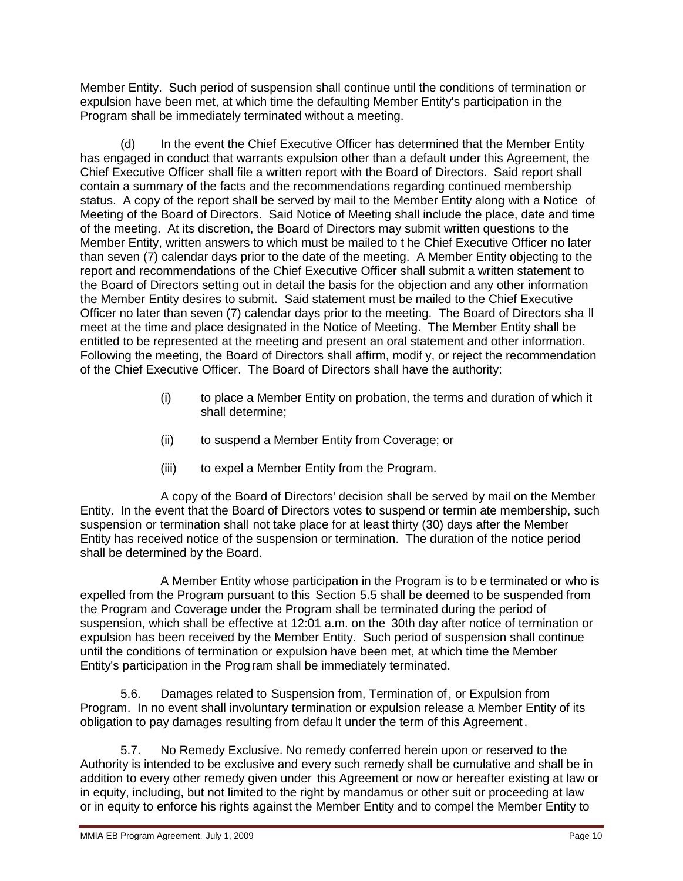Member Entity. Such period of suspension shall continue until the conditions of termination or expulsion have been met, at which time the defaulting Member Entity's participation in the Program shall be immediately terminated without a meeting.

(d) In the event the Chief Executive Officer has determined that the Member Entity has engaged in conduct that warrants expulsion other than a default under this Agreement, the Chief Executive Officer shall file a written report with the Board of Directors. Said report shall contain a summary of the facts and the recommendations regarding continued membership status. A copy of the report shall be served by mail to the Member Entity along with a Notice of Meeting of the Board of Directors. Said Notice of Meeting shall include the place, date and time of the meeting. At its discretion, the Board of Directors may submit written questions to the Member Entity, written answers to which must be mailed to the Chief Executive Officer no later than seven (7) calendar days prior to the date of the meeting. A Member Entity objecting to the report and recommendations of the Chief Executive Officer shall submit a written statement to the Board of Directors setting out in detail the basis for the objection and any other information the Member Entity desires to submit. Said statement must be mailed to the Chief Executive Officer no later than seven (7) calendar days prior to the meeting. The Board of Directors shall meet at the time and place designated in the Notice of Meeting. The Member Entity shall be entitled to be represented at the meeting and present an oral statement and other information. Following the meeting, the Board of Directors shall affirm, modify, or reject the recommendation of the Chief Executive Officer. The Board of Directors shall have the authority:

(i) to place a Member Entity on probation, the terms and duration of which it shall determine;

(ii) to suspend a Member Entity from Coverage; or

(iii) to expel a Member Entity from the Program.

A copy of the Board of Directors' decision shall be served by mail on the Member Entity. In the event that the Board of Directors votes to suspend or terminate membership, such suspension or termination shall not take place for at least thirty (30) days after the Member Entity has received notice of the suspension or termination. The duration of the notice period shall be determined by the Board.

A Member Entity whose participation in the Program is to be terminated or who is expelled from the Program pursuant to this Section 5.5 shall be deemed to be suspended from the Program and Coverage under the Program shall be terminated during the period of suspension, which shall be effective at 12:01 a.m. on the 30th day after notice of termination or expulsion has been received by the Member Entity. Such period of suspension shall continue until the conditions of termination or expulsion have been met, at which time the Member Entity's participation in the Program shall be immediately terminated.

5.6. Damages related to Suspension from, Termination of, or Expulsion from Program. In no event shall involuntary termination or expulsion release a Member Entity of its obligation to pay damages resulting from default under the term of this Agreement.

5.7. No Remedy Exclusive. No remedy conferred herein upon or reserved to the Authority is intended to be exclusive and every such remedy shall be cumulative and shall be in addition to every other remedy given under this Agreement or now or hereafter existing at law or in equity, including, but not limited to the right by mandamus or other suit or proceeding at law or in equity to enforce his rights against the Member Entity and to compel the Member Entity to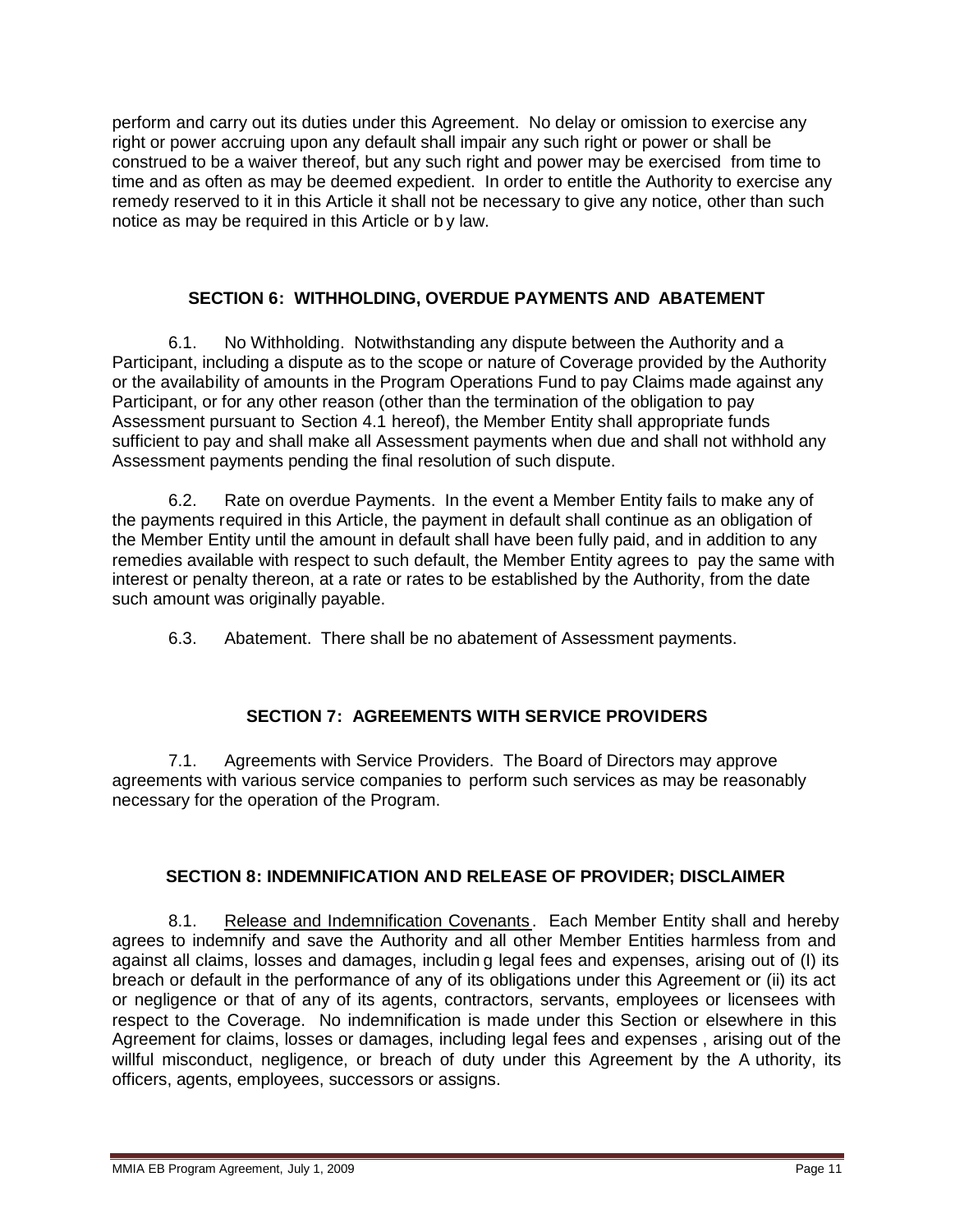perform and carry out its duties under this Agreement. No delay or omission to exercise any right or power accruing upon any default shall impair any such right or power or shall be construed to be a waiver thereof, but any such right and power may be exercised from time to time and as often as may be deemed expedient. In order to entitle the Authority to exercise any remedy reserved to it in this Article it shall not be necessary to give any notice, other than such notice as may be required in this Article or by law.

## SECTION 6: WITHHOLDING, OVERDUE PAYMENTS AND ABATEMENT

6.1. No Withholding. Notwithstanding any dispute between the Authority and a Participant, including a dispute as to the scope or nature of Coverage provided by the Authority or the availability of amounts in the Program Operations Fund to pay Claims made against any Participant, or for any other reason (other than the termination of the obligation to pay Assessment pursuant to Section 4.1 hereof), the Member Entity shall appropriate funds sufficient to pay and shall make all Assessment payments when due and shall not withhold any Assessment payments pending the final resolution of such dispute.

6.2. Rate on overdue Payments. In the event a Member Entity fails to make any of the payments required in this Article, the payment in default shall continue as an obligation of the Member Entity until the amount in default shall have been fully paid, and in addition to any remedies available with respect to such default, the Member Entity agrees to pay the same with interest or penalty thereon, at a rate or rates to be established by the Authority, from the date such amount was originally payable.

6.3. Abatement. There shall be no abatement of Assessment payments.

## SECTION 7: AGREEMENTS WITH SERVICE PROVIDERS

7.1. Agreements with Service Providers. The Board of Directors may approve agreements with various service companies to perform such services as may be reasonably necessary for the operation of the Program.

## SECTION 8: INDEMNIFICATION AND RELEASE OF PROVIDER; DISCLAIMER

8.1. Release and Indemnification Covenants. Each Member Entity shall and hereby agrees to indemnify and save the Authority and all other Member Entities harmless from and against all claims, losses and damages, including legal fees and expenses, arising out of (I) its breach or default in the performance of any of its obligations under this Agreement or (ii) its act or negligence or that of any of its agents, contractors, servants, employees or licensees with respect to the Coverage. No indemnification is made under this Section or elsewhere in this Agreement for claims, losses or damages, including legal fees and expenses , arising out of the willful misconduct, negligence, or breach of duty under this Agreement by the Authority, its officers, agents, employees, successors or assigns.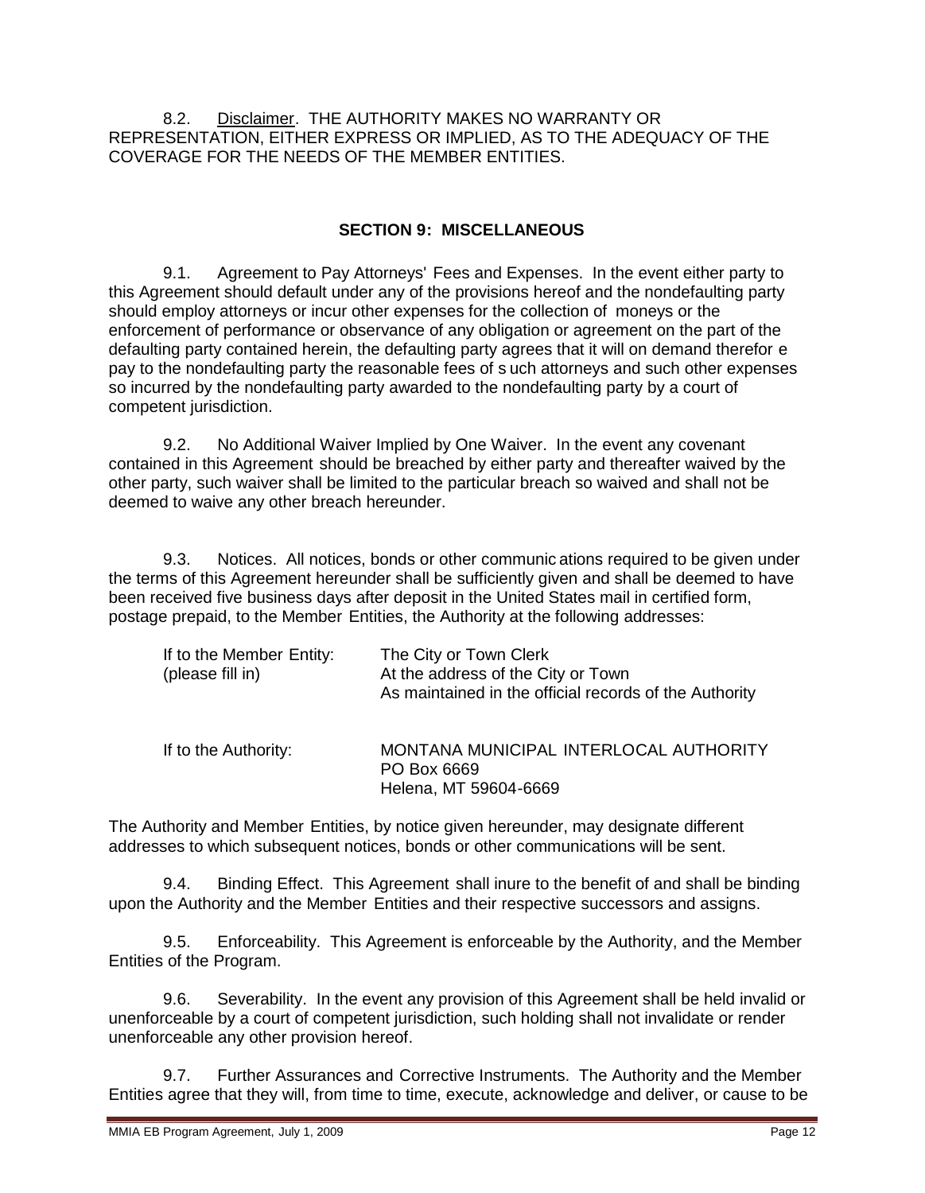8.2. Disclaimer. THE AUTHORITY MAKES NO WARRANTY OR REPRESENTATION, EITHER EXPRESS OR IMPLIED, AS TO THE ADEQUACY OF THE COVERAGE FOR THE NEEDS OF THE MEMBER ENTITIES.

## SECTION 9: MISCELLANEOUS

9.1. Agreement to Pay Attorneys' Fees and Expenses. In the event either party to this Agreement should default under any of the provisions hereof and the nondefaulting party should employ attorneys or incur other expenses for the collection of moneys or the enforcement of performance or observance of any obligation or agreement on the part of the defaulting party contained herein, the defaulting party agrees that it will on demand therefore pay to the nondefaulting party the reasonable fees of such attorneys and such other expenses so incurred by the nondefaulting party awarded to the nondefaulting party by a court of competent jurisdiction.

9.2. No Additional Waiver Implied by One Waiver. In the event any covenant contained in this Agreement should be breached by either party and thereafter waived by the other party, such waiver shall be limited to the particular breach so waived and shall not be deemed to waive any other breach hereunder.

9.3. Notices. All notices, bonds or other communications required to be given under the terms of this Agreement hereunder shall be sufficiently given and shall be deemed to have been received five business days after deposit in the United States mail in certified form, postage prepaid, to the Member Entities, the Authority at the following addresses:

If to the Member Entity: (please fill in)
The City or Town Clerk
At the address of the City or Town
As maintained in the official records of the Authority

If to the Authority:
MONTANA MUNICIPAL INTERLOCAL AUTHORITY
PO Box 6669
Helena, MT 59604-6669

The Authority and Member Entities, by notice given hereunder, may designate different addresses to which subsequent notices, bonds or other communications will be sent.

9.4. Binding Effect. This Agreement shall inure to the benefit of and shall be binding upon the Authority and the Member Entities and their respective successors and assigns.

9.5. Enforceability. This Agreement is enforceable by the Authority, and the Member Entities of the Program.

9.6. Severability. In the event any provision of this Agreement shall be held invalid or unenforceable by a court of competent jurisdiction, such holding shall not invalidate or render unenforceable any other provision hereof.

9.7. Further Assurances and Corrective Instruments. The Authority and the Member Entities agree that they will, from time to time, execute, acknowledge and deliver, or cause to be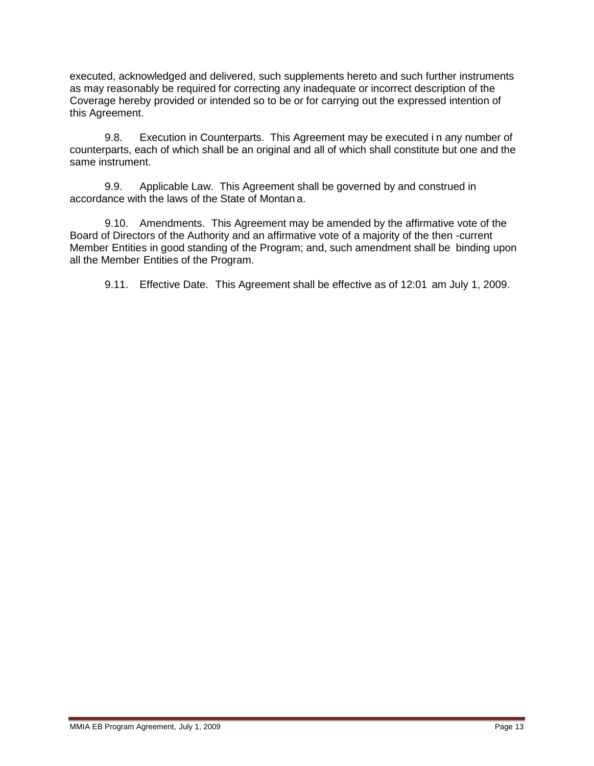executed, acknowledged and delivered, such supplements hereto and such further instruments as may reasonably be required for correcting any inadequate or incorrect description of the Coverage hereby provided or intended so to be or for carrying out the expressed intention of this Agreement.

9.8. Execution in Counterparts. This Agreement may be executed in any number of counterparts, each of which shall be an original and all of which shall constitute but one and the same instrument.

9.9. Applicable Law. This Agreement shall be governed by and construed in accordance with the laws of the State of Montana.

9.10. Amendments. This Agreement may be amended by the affirmative vote of the Board of Directors of the Authority and an affirmative vote of a majority of the then-current Member Entities in good standing of the Program; and, such amendment shall be binding upon all the Member Entities of the Program.

9.11. Effective Date. This Agreement shall be effective as of 12:01 am July 1, 2009.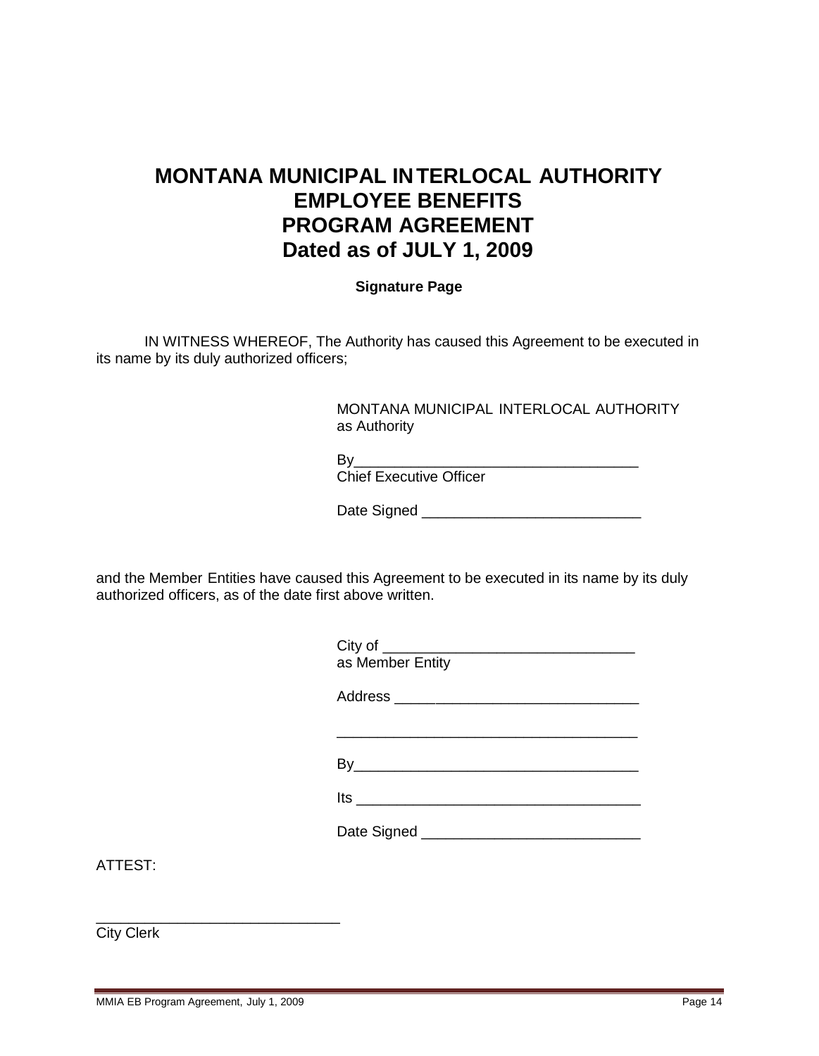# MONTANA MUNICIPAL INTERLOCAL AUTHORITY
# EMPLOYEE BENEFITS
# PROGRAM AGREEMENT
# Dated as of JULY 1, 2009

**Signature Page**

IN WITNESS WHEREOF, The Authority has caused this Agreement to be executed in its name by its duly authorized officers;

MONTANA MUNICIPAL INTERLOCAL AUTHORITY
as Authority

By___________________________________
Chief Executive Officer

Date Signed ___________________________

and the Member Entities have caused this Agreement to be executed in its name by its duly authorized officers, as of the date first above written.

City of ______________________________
as Member Entity

Address _____________________________

___________________________________

By___________________________________

Its __________________________________

Date Signed ___________________________

ATTEST:

_____________________________
City Clerk